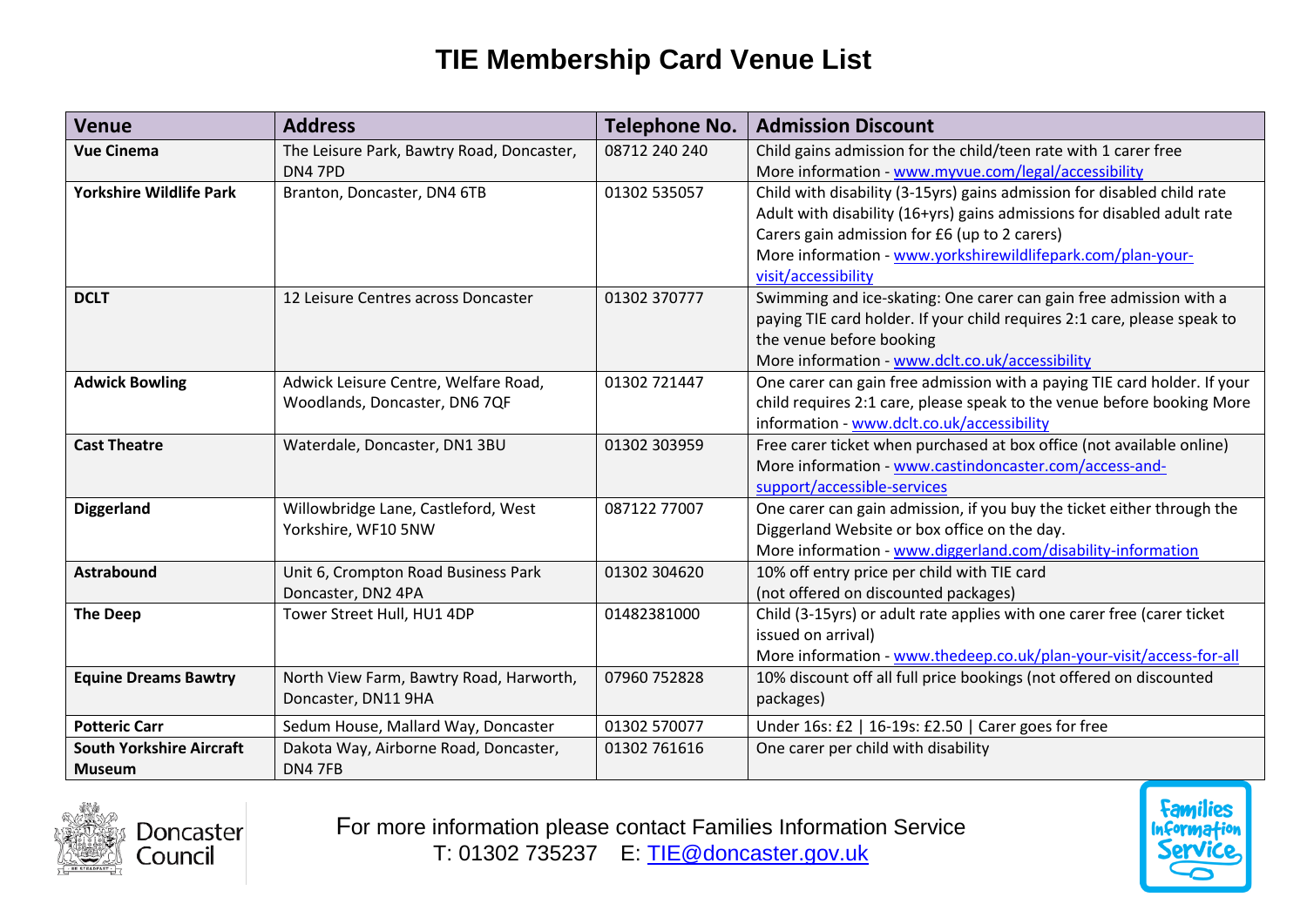# TIE Membership Card Venue List

| Venue | Address | Telephone No. | Admission Discount |
|---|---|---|---|
| **Vue Cinema** | The Leisure Park, Bawtry Road, Doncaster, DN4 7PD | 08712 240 240 | Child gains admission for the child/teen rate with 1 carer free<br>More information - www.myvue.com/legal/accessibility |
| **Yorkshire Wildlife Park** | Branton, Doncaster, DN4 6TB | 01302 535057 | Child with disability (3-15yrs) gains admission for disabled child rate<br>Adult with disability (16+yrs) gains admissions for disabled adult rate<br>Carers gain admission for £6 (up to 2 carers)<br>More information - www.yorkshirewildlifepark.com/plan-your-visit/accessibility |
| **DCLT** | 12 Leisure Centres across Doncaster | 01302 370777 | Swimming and ice-skating: One carer can gain free admission with a paying TIE card holder. If your child requires 2:1 care, please speak to the venue before booking<br>More information - www.dclt.co.uk/accessibility |
| **Adwick Bowling** | Adwick Leisure Centre, Welfare Road, Woodlands, Doncaster, DN6 7QF | 01302 721447 | One carer can gain free admission with a paying TIE card holder. If your child requires 2:1 care, please speak to the venue before booking More information - www.dclt.co.uk/accessibility |
| **Cast Theatre** | Waterdale, Doncaster, DN1 3BU | 01302 303959 | Free carer ticket when purchased at box office (not available online)<br>More information - www.castindoncaster.com/access-and-support/accessible-services |
| **Diggerland** | Willowbridge Lane, Castleford, West Yorkshire, WF10 5NW | 087122 77007 | One carer can gain admission, if you buy the ticket either through the Diggerland Website or box office on the day.<br>More information - www.diggerland.com/disability-information |
| **Astrabound** | Unit 6, Crompton Road Business Park Doncaster, DN2 4PA | 01302 304620 | 10% off entry price per child with TIE card<br>(not offered on discounted packages) |
| **The Deep** | Tower Street Hull, HU1 4DP | 01482381000 | Child (3-15yrs) or adult rate applies with one carer free (carer ticket issued on arrival)<br>More information - www.thedeep.co.uk/plan-your-visit/access-for-all |
| **Equine Dreams Bawtry** | North View Farm, Bawtry Road, Harworth, Doncaster, DN11 9HA | 07960 752828 | 10% discount off all full price bookings (not offered on discounted packages) |
| **Potteric Carr** | Sedum House, Mallard Way, Doncaster | 01302 570077 | Under 16s: £2 \| 16-19s: £2.50 \| Carer goes for free |
| **South Yorkshire Aircraft Museum** | Dakota Way, Airborne Road, Doncaster, DN4 7FB | 01302 761616 | One carer per child with disability |

Doncaster Council

For more information please contact Families Information Service
T: 01302 735237 E: TIE@doncaster.gov.uk

Families Information Service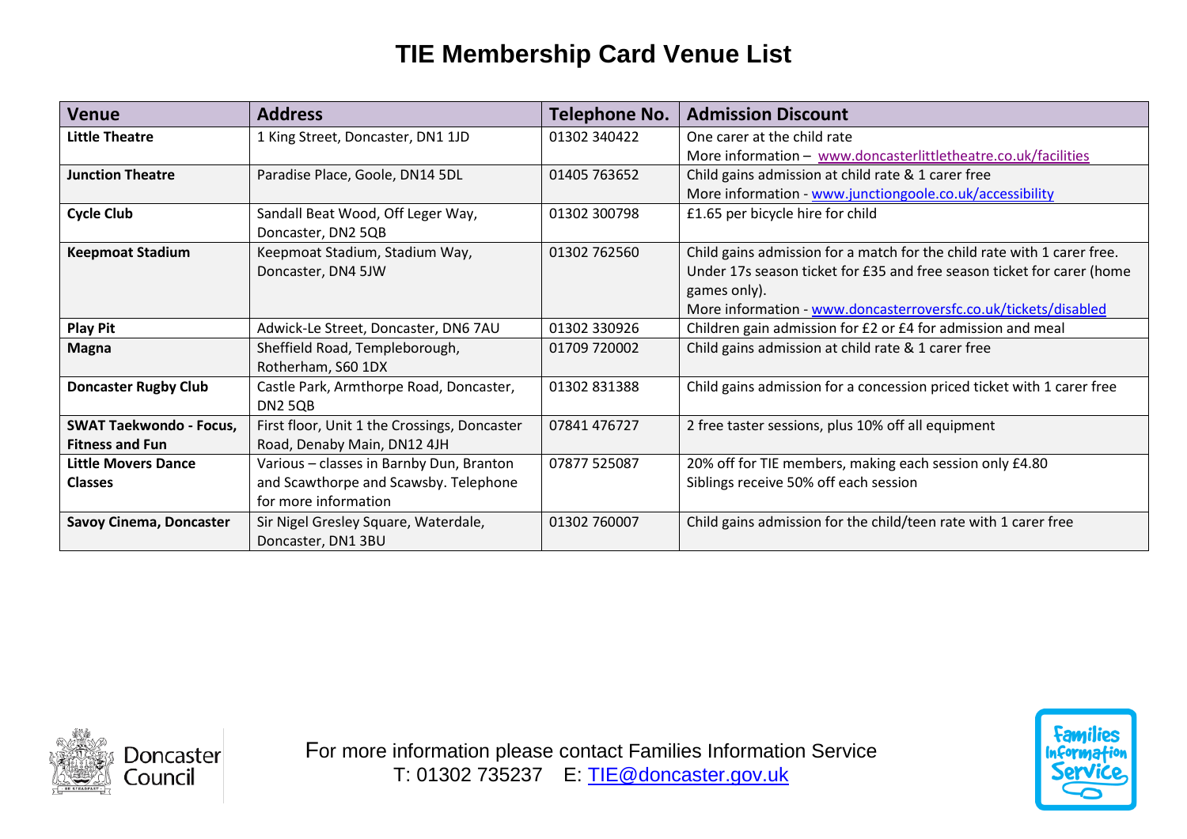# TIE Membership Card Venue List

| Venue | Address | Telephone No. | Admission Discount |
|---|---|---|---|
| **Little Theatre** | 1 King Street, Doncaster, DN1 1JD | 01302 340422 | One carer at the child rate<br>More information – www.doncasterlittletheatre.co.uk/facilities |
| **Junction Theatre** | Paradise Place, Goole, DN14 5DL | 01405 763652 | Child gains admission at child rate & 1 carer free<br>More information - www.junctiongoole.co.uk/accessibility |
| **Cycle Club** | Sandall Beat Wood, Off Leger Way, Doncaster, DN2 5QB | 01302 300798 | £1.65 per bicycle hire for child |
| **Keepmoat Stadium** | Keepmoat Stadium, Stadium Way, Doncaster, DN4 5JW | 01302 762560 | Child gains admission for a match for the child rate with 1 carer free.<br>Under 17s season ticket for £35 and free season ticket for carer (home games only).<br>More information - www.doncasterroversfc.co.uk/tickets/disabled |
| **Play Pit** | Adwick-Le Street, Doncaster, DN6 7AU | 01302 330926 | Children gain admission for £2 or £4 for admission and meal |
| **Magna** | Sheffield Road, Templeborough, Rotherham, S60 1DX | 01709 720002 | Child gains admission at child rate & 1 carer free |
| **Doncaster Rugby Club** | Castle Park, Armthorpe Road, Doncaster, DN2 5QB | 01302 831388 | Child gains admission for a concession priced ticket with 1 carer free |
| **SWAT Taekwondo - Focus, Fitness and Fun** | First floor, Unit 1 the Crossings, Doncaster Road, Denaby Main, DN12 4JH | 07841 476727 | 2 free taster sessions, plus 10% off all equipment |
| **Little Movers Dance Classes** | Various – classes in Barnby Dun, Branton and Scawthorpe and Scawsby. Telephone for more information | 07877 525087 | 20% off for TIE members, making each session only £4.80<br>Siblings receive 50% off each session |
| **Savoy Cinema, Doncaster** | Sir Nigel Gresley Square, Waterdale, Doncaster, DN1 3BU | 01302 760007 | Child gains admission for the child/teen rate with 1 carer free |

Doncaster Council

For more information please contact Families Information Service
T: 01302 735237 E: TIE@doncaster.gov.uk

Families Information Service